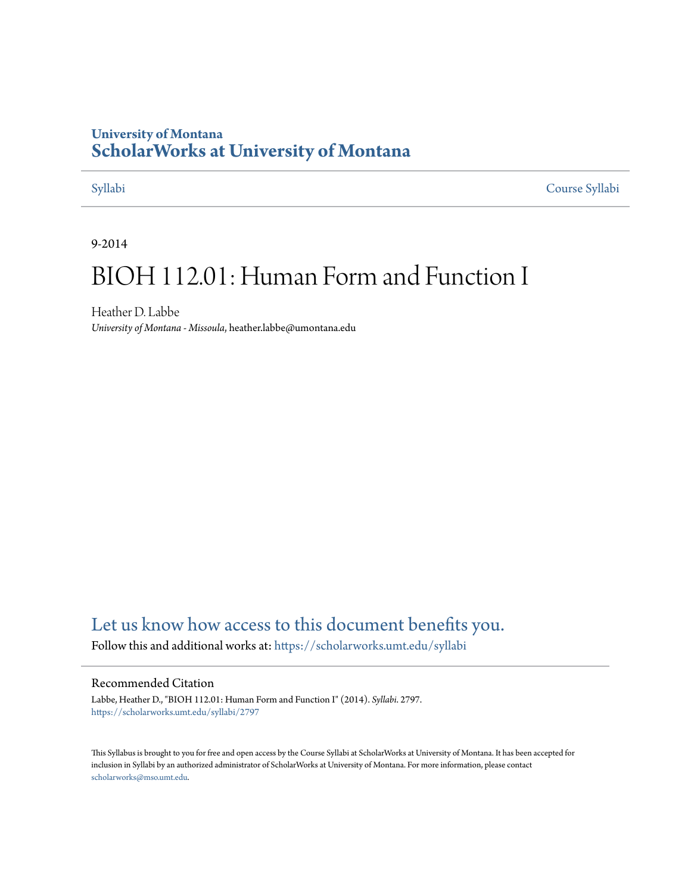University of Montana
# ScholarWorks at University of Montana

Syllabi | Course Syllabi

9-2014

# BIOH 112.01: Human Form and Function I

Heather D. Labbe
*University of Montana - Missoula*, heather.labbe@umontana.edu

## Let us know how access to this document benefits you.

Follow this and additional works at: https://scholarworks.umt.edu/syllabi

### Recommended Citation

Labbe, Heather D., "BIOH 112.01: Human Form and Function I" (2014). *Syllabi*. 2797.
https://scholarworks.umt.edu/syllabi/2797

This Syllabus is brought to you for free and open access by the Course Syllabi at ScholarWorks at University of Montana. It has been accepted for inclusion in Syllabi by an authorized administrator of ScholarWorks at University of Montana. For more information, please contact scholarworks@mso.umt.edu.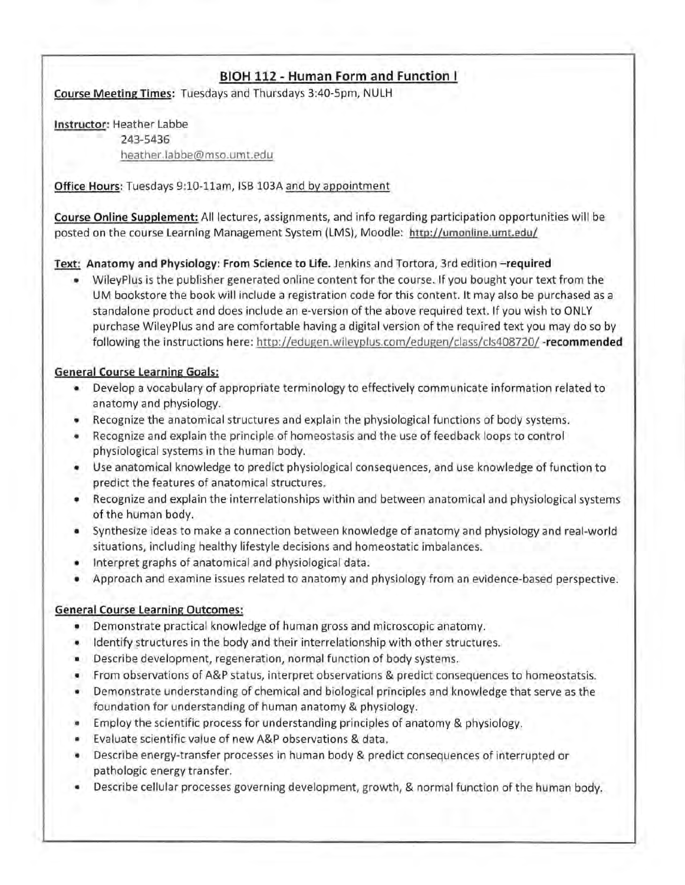## BIOH 112 - Human Form and Function I

**Course Meeting Times:** Tuesdays and Thursdays 3:40-5pm, NULH

**Instructor:** Heather Labbe
243-5436
heather.labbe@mso.umt.edu

**Office Hours:** Tuesdays 9:10-11am, ISB 103A and by appointment

**Course Online Supplement:** All lectures, assignments, and info regarding participation opportunities will be posted on the course Learning Management System (LMS), Moodle: **http://umonline.umt.edu/**

**Text: Anatomy and Physiology: From Science to Life.** Jenkins and Tortora, 3rd edition **–required**

- WileyPlus is the publisher generated online content for the course. If you bought your text from the UM bookstore the book will include a registration code for this content. It may also be purchased as a standalone product and does include an e-version of the above required text. If you wish to ONLY purchase WileyPlus and are comfortable having a digital version of the required text you may do so by following the instructions here: http://edugen.wileyplus.com/edugen/class/cls408720/ **-recommended**

**General Course Learning Goals:**

- Develop a vocabulary of appropriate terminology to effectively communicate information related to anatomy and physiology.
- Recognize the anatomical structures and explain the physiological functions of body systems.
- Recognize and explain the principle of homeostasis and the use of feedback loops to control physiological systems in the human body.
- Use anatomical knowledge to predict physiological consequences, and use knowledge of function to predict the features of anatomical structures.
- Recognize and explain the interrelationships within and between anatomical and physiological systems of the human body.
- Synthesize ideas to make a connection between knowledge of anatomy and physiology and real-world situations, including healthy lifestyle decisions and homeostatic imbalances.
- Interpret graphs of anatomical and physiological data.
- Approach and examine issues related to anatomy and physiology from an evidence-based perspective.

**General Course Learning Outcomes:**

- Demonstrate practical knowledge of human gross and microscopic anatomy.
- Identify structures in the body and their interrelationship with other structures.
- Describe development, regeneration, normal function of body systems.
- From observations of A&P status, interpret observations & predict consequences to homeostatsis.
- Demonstrate understanding of chemical and biological principles and knowledge that serve as the foundation for understanding of human anatomy & physiology.
- Employ the scientific process for understanding principles of anatomy & physiology.
- Evaluate scientific value of new A&P observations & data.
- Describe energy-transfer processes in human body & predict consequences of interrupted or pathologic energy transfer.
- Describe cellular processes governing development, growth, & normal function of the human body.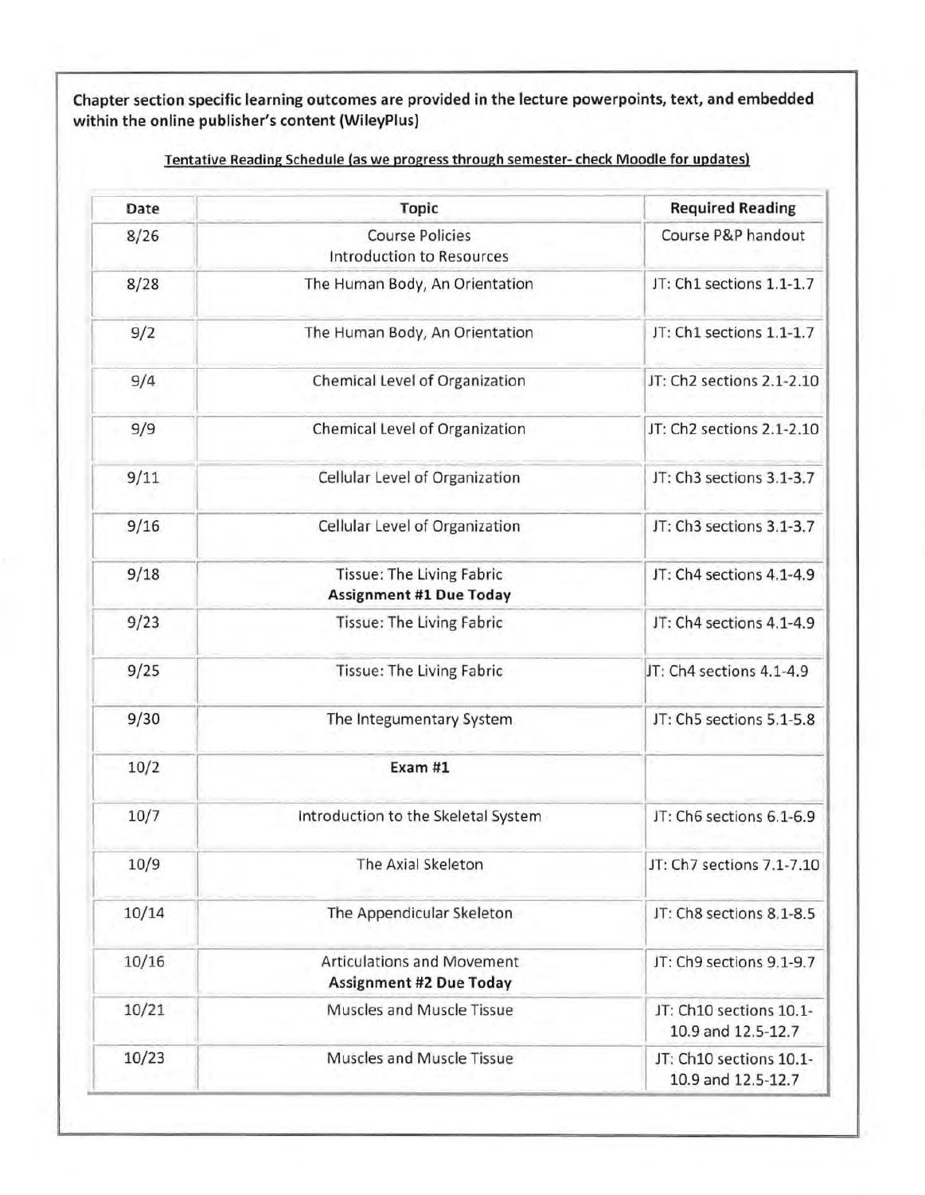**Chapter section specific learning outcomes are provided in the lecture powerpoints, text, and embedded within the online publisher's content (WileyPlus)**

<u>Tentative Reading Schedule (as we progress through semester- check Moodle for updates)</u>

| Date | Topic | Required Reading |
|---|---|---|
| 8/26 | Course Policies<br>Introduction to Resources | Course P&P handout |
| 8/28 | The Human Body, An Orientation | JT: Ch1 sections 1.1-1.7 |
| 9/2 | The Human Body, An Orientation | JT: Ch1 sections 1.1-1.7 |
| 9/4 | Chemical Level of Organization | JT: Ch2 sections 2.1-2.10 |
| 9/9 | Chemical Level of Organization | JT: Ch2 sections 2.1-2.10 |
| 9/11 | Cellular Level of Organization | JT: Ch3 sections 3.1-3.7 |
| 9/16 | Cellular Level of Organization | JT: Ch3 sections 3.1-3.7 |
| 9/18 | Tissue: The Living Fabric<br>**Assignment #1 Due Today** | JT: Ch4 sections 4.1-4.9 |
| 9/23 | Tissue: The Living Fabric | JT: Ch4 sections 4.1-4.9 |
| 9/25 | Tissue: The Living Fabric | JT: Ch4 sections 4.1-4.9 |
| 9/30 | The Integumentary System | JT: Ch5 sections 5.1-5.8 |
| 10/2 | **Exam #1** | |
| 10/7 | Introduction to the Skeletal System | JT: Ch6 sections 6.1-6.9 |
| 10/9 | The Axial Skeleton | JT: Ch7 sections 7.1-7.10 |
| 10/14 | The Appendicular Skeleton | JT: Ch8 sections 8.1-8.5 |
| 10/16 | Articulations and Movement<br>**Assignment #2 Due Today** | JT: Ch9 sections 9.1-9.7 |
| 10/21 | Muscles and Muscle Tissue | JT: Ch10 sections 10.1-10.9 and 12.5-12.7 |
| 10/23 | Muscles and Muscle Tissue | JT: Ch10 sections 10.1-10.9 and 12.5-12.7 |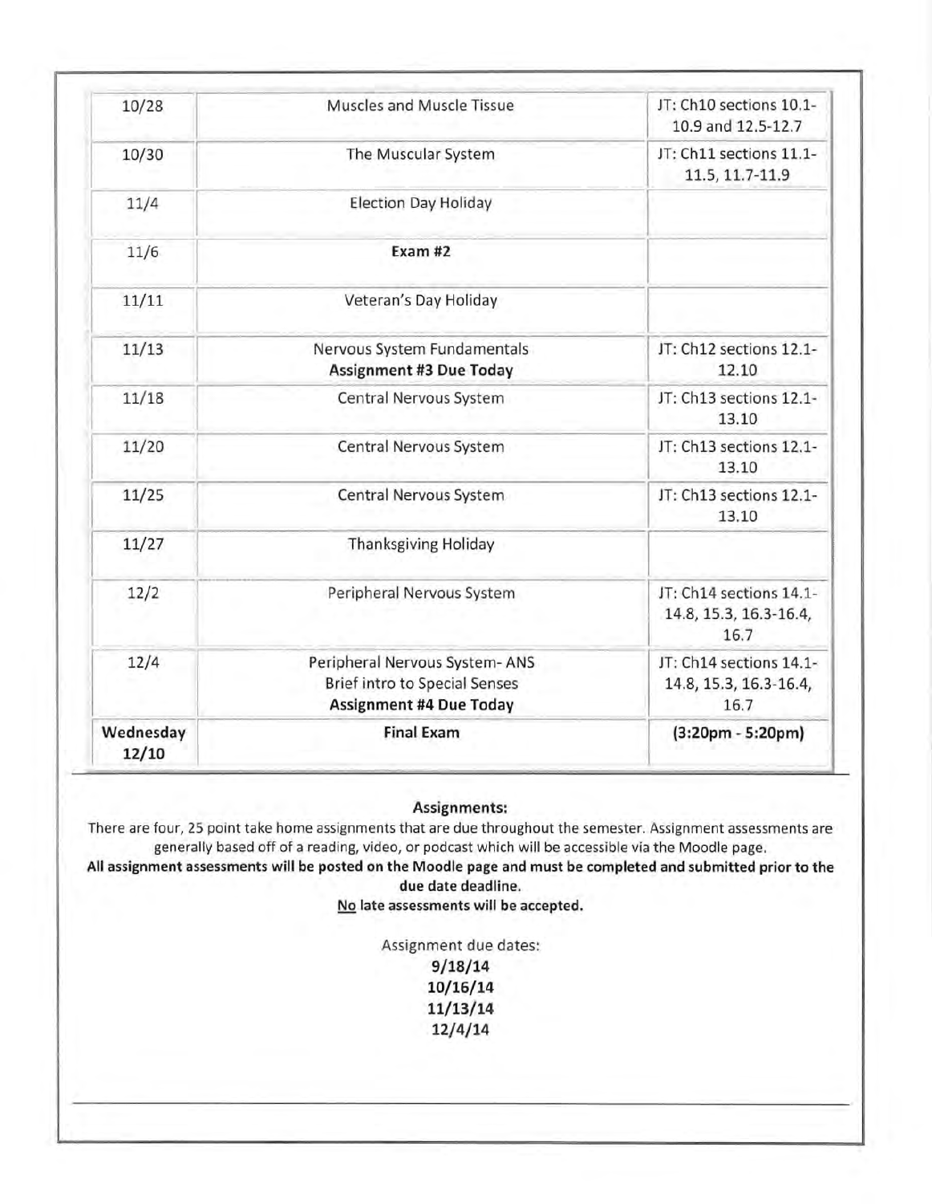| 10/28 | Muscles and Muscle Tissue | JT: Ch10 sections 10.1-10.9 and 12.5-12.7 |
|---|---|---|
| 10/30 | The Muscular System | JT: Ch11 sections 11.1-11.5, 11.7-11.9 |
| 11/4 | Election Day Holiday | |
| 11/6 | **Exam #2** | |
| 11/11 | Veteran's Day Holiday | |
| 11/13 | Nervous System Fundamentals<br>**Assignment #3 Due Today** | JT: Ch12 sections 12.1-12.10 |
| 11/18 | Central Nervous System | JT: Ch13 sections 12.1-13.10 |
| 11/20 | Central Nervous System | JT: Ch13 sections 12.1-13.10 |
| 11/25 | Central Nervous System | JT: Ch13 sections 12.1-13.10 |
| 11/27 | Thanksgiving Holiday | |
| 12/2 | Peripheral Nervous System | JT: Ch14 sections 14.1-14.8, 15.3, 16.3-16.4, 16.7 |
| 12/4 | Peripheral Nervous System- ANS<br>Brief intro to Special Senses<br>**Assignment #4 Due Today** | JT: Ch14 sections 14.1-14.8, 15.3, 16.3-16.4, 16.7 |
| **Wednesday 12/10** | **Final Exam** | **(3:20pm - 5:20pm)** |

**Assignments:**

There are four, 25 point take home assignments that are due throughout the semester. Assignment assessments are generally based off of a reading, video, or podcast which will be accessible via the Moodle page.

**All assignment assessments will be posted on the Moodle page and must be completed and submitted prior to the due date deadline.**

**No late assessments will be accepted.**

Assignment due dates:

**9/18/14**
**10/16/14**
**11/13/14**
**12/4/14**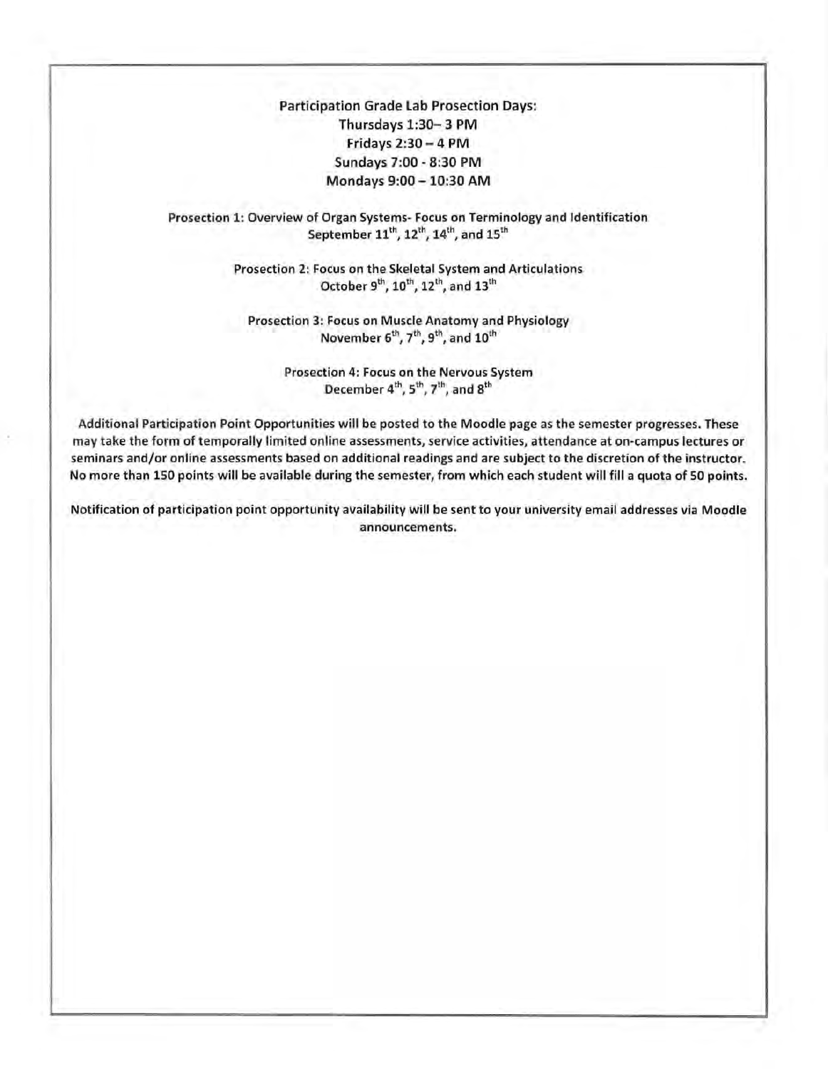**Participation Grade Lab Prosection Days:**
**Thursdays 1:30– 3 PM**
**Fridays 2:30 – 4 PM**
**Sundays 7:00 - 8:30 PM**
**Mondays 9:00 – 10:30 AM**

**Prosection 1: Overview of Organ Systems- Focus on Terminology and Identification**
**September 11th, 12th, 14th, and 15th**

**Prosection 2: Focus on the Skeletal System and Articulations**
**October 9th, 10th, 12th, and 13th**

**Prosection 3: Focus on Muscle Anatomy and Physiology**
**November 6th, 7th, 9th, and 10th**

**Prosection 4: Focus on the Nervous System**
**December 4th, 5th, 7th, and 8th**

**Additional Participation Point Opportunities will be posted to the Moodle page as the semester progresses. These may take the form of temporally limited online assessments, service activities, attendance at on-campus lectures or seminars and/or online assessments based on additional readings and are subject to the discretion of the instructor. No more than 150 points will be available during the semester, from which each student will fill a quota of 50 points.**

**Notification of participation point opportunity availability will be sent to your university email addresses via Moodle announcements.**